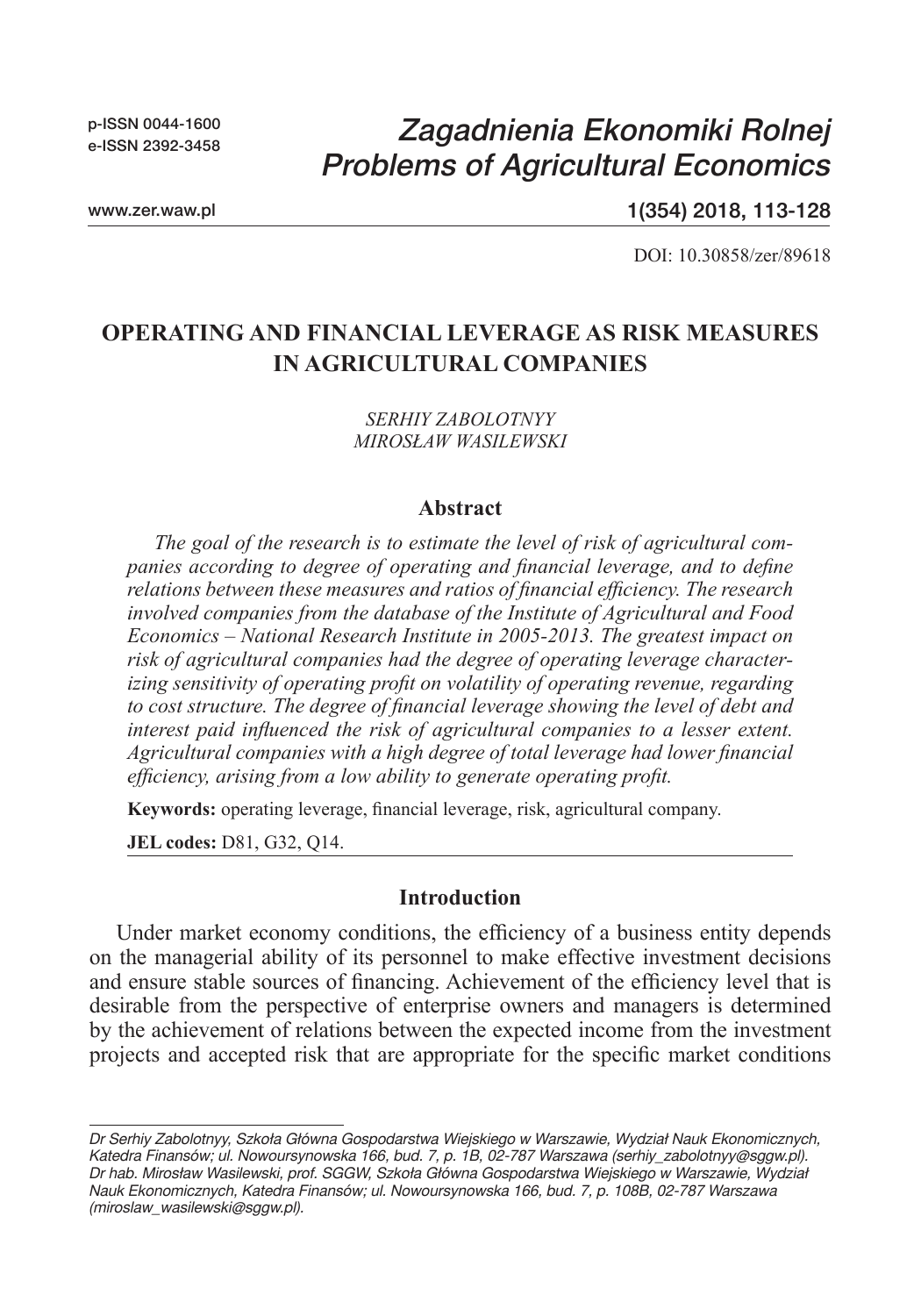p-ISSN 0044-1600
e-ISSN 2392-3458

*Zagadnienia Ekonomiki Rolnej*
*Problems of Agricultural Economics*

www.zer.waw.pl

1(354) 2018, 113-128

DOI: 10.30858/zer/89618

# OPERATING AND FINANCIAL LEVERAGE AS RISK MEASURES IN AGRICULTURAL COMPANIES

*SERHIY ZABOLOTNYY*
*MIROSŁAW WASILEWSKI*

## Abstract

*The goal of the research is to estimate the level of risk of agricultural companies according to degree of operating and financial leverage, and to define relations between these measures and ratios of financial efficiency. The research involved companies from the database of the Institute of Agricultural and Food Economics – National Research Institute in 2005-2013. The greatest impact on risk of agricultural companies had the degree of operating leverage characterizing sensitivity of operating profit on volatility of operating revenue, regarding to cost structure. The degree of financial leverage showing the level of debt and interest paid influenced the risk of agricultural companies to a lesser extent. Agricultural companies with a high degree of total leverage had lower financial efficiency, arising from a low ability to generate operating profit.*

**Keywords:** operating leverage, financial leverage, risk, agricultural company.

**JEL codes:** D81, G32, Q14.

## Introduction

Under market economy conditions, the efficiency of a business entity depends on the managerial ability of its personnel to make effective investment decisions and ensure stable sources of financing. Achievement of the efficiency level that is desirable from the perspective of enterprise owners and managers is determined by the achievement of relations between the expected income from the investment projects and accepted risk that are appropriate for the specific market conditions

*Dr Serhiy Zabolotnyy, Szkoła Główna Gospodarstwa Wiejskiego w Warszawie, Wydział Nauk Ekonomicznych, Katedra Finansów; ul. Nowoursynowska 166, bud. 7, p. 1B, 02-787 Warszawa (serhiy_zabolotnyy@sggw.pl).*
*Dr hab. Mirosław Wasilewski, prof. SGGW, Szkoła Główna Gospodarstwa Wiejskiego w Warszawie, Wydział Nauk Ekonomicznych, Katedra Finansów; ul. Nowoursynowska 166, bud. 7, p. 108B, 02-787 Warszawa (miroslaw_wasilewski@sggw.pl).*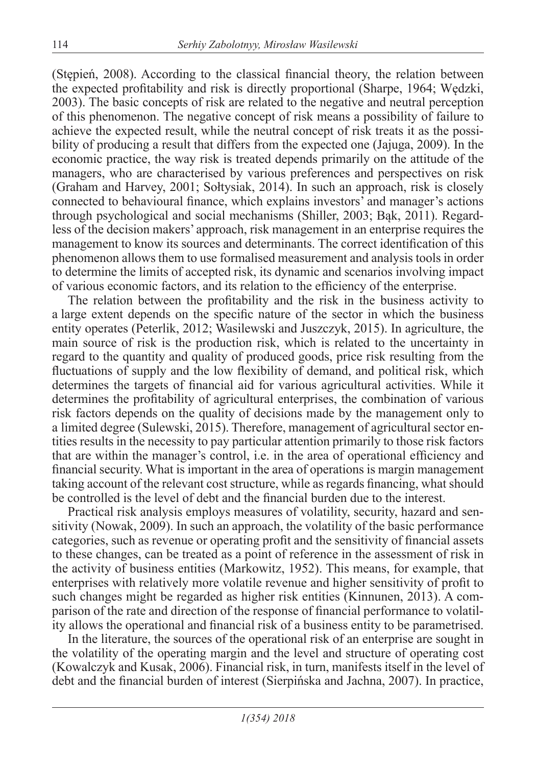(Stępień, 2008). According to the classical financial theory, the relation between the expected profitability and risk is directly proportional (Sharpe, 1964; Wędzki, 2003). The basic concepts of risk are related to the negative and neutral perception of this phenomenon. The negative concept of risk means a possibility of failure to achieve the expected result, while the neutral concept of risk treats it as the possibility of producing a result that differs from the expected one (Jajuga, 2009). In the economic practice, the way risk is treated depends primarily on the attitude of the managers, who are characterised by various preferences and perspectives on risk (Graham and Harvey, 2001; Sołtysiak, 2014). In such an approach, risk is closely connected to behavioural finance, which explains investors' and manager's actions through psychological and social mechanisms (Shiller, 2003; Bąk, 2011). Regardless of the decision makers' approach, risk management in an enterprise requires the management to know its sources and determinants. The correct identification of this phenomenon allows them to use formalised measurement and analysis tools in order to determine the limits of accepted risk, its dynamic and scenarios involving impact of various economic factors, and its relation to the efficiency of the enterprise.

The relation between the profitability and the risk in the business activity to a large extent depends on the specific nature of the sector in which the business entity operates (Peterlik, 2012; Wasilewski and Juszczyk, 2015). In agriculture, the main source of risk is the production risk, which is related to the uncertainty in regard to the quantity and quality of produced goods, price risk resulting from the fluctuations of supply and the low flexibility of demand, and political risk, which determines the targets of financial aid for various agricultural activities. While it determines the profitability of agricultural enterprises, the combination of various risk factors depends on the quality of decisions made by the management only to a limited degree (Sulewski, 2015). Therefore, management of agricultural sector entities results in the necessity to pay particular attention primarily to those risk factors that are within the manager's control, i.e. in the area of operational efficiency and financial security. What is important in the area of operations is margin management taking account of the relevant cost structure, while as regards financing, what should be controlled is the level of debt and the financial burden due to the interest.

Practical risk analysis employs measures of volatility, security, hazard and sensitivity (Nowak, 2009). In such an approach, the volatility of the basic performance categories, such as revenue or operating profit and the sensitivity of financial assets to these changes, can be treated as a point of reference in the assessment of risk in the activity of business entities (Markowitz, 1952). This means, for example, that enterprises with relatively more volatile revenue and higher sensitivity of profit to such changes might be regarded as higher risk entities (Kinnunen, 2013). A comparison of the rate and direction of the response of financial performance to volatility allows the operational and financial risk of a business entity to be parametrised.

In the literature, the sources of the operational risk of an enterprise are sought in the volatility of the operating margin and the level and structure of operating cost (Kowalczyk and Kusak, 2006). Financial risk, in turn, manifests itself in the level of debt and the financial burden of interest (Sierpińska and Jachna, 2007). In practice,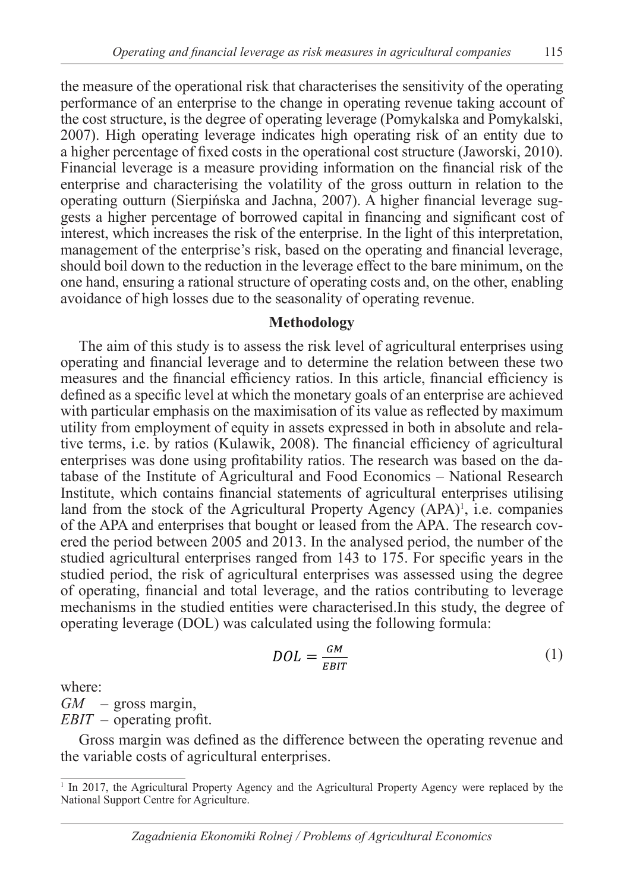the measure of the operational risk that characterises the sensitivity of the operating performance of an enterprise to the change in operating revenue taking account of the cost structure, is the degree of operating leverage (Pomykalska and Pomykalski, 2007). High operating leverage indicates high operating risk of an entity due to a higher percentage of fixed costs in the operational cost structure (Jaworski, 2010). Financial leverage is a measure providing information on the financial risk of the enterprise and characterising the volatility of the gross outturn in relation to the operating outturn (Sierpińska and Jachna, 2007). A higher financial leverage suggests a higher percentage of borrowed capital in financing and significant cost of interest, which increases the risk of the enterprise. In the light of this interpretation, management of the enterprise's risk, based on the operating and financial leverage, should boil down to the reduction in the leverage effect to the bare minimum, on the one hand, ensuring a rational structure of operating costs and, on the other, enabling avoidance of high losses due to the seasonality of operating revenue.

## Methodology

The aim of this study is to assess the risk level of agricultural enterprises using operating and financial leverage and to determine the relation between these two measures and the financial efficiency ratios. In this article, financial efficiency is defined as a specific level at which the monetary goals of an enterprise are achieved with particular emphasis on the maximisation of its value as reflected by maximum utility from employment of equity in assets expressed in both in absolute and relative terms, i.e. by ratios (Kulawik, 2008). The financial efficiency of agricultural enterprises was done using profitability ratios. The research was based on the database of the Institute of Agricultural and Food Economics – National Research Institute, which contains financial statements of agricultural enterprises utilising land from the stock of the Agricultural Property Agency (APA)[1], i.e. companies of the APA and enterprises that bought or leased from the APA. The research covered the period between 2005 and 2013. In the analysed period, the number of the studied agricultural enterprises ranged from 143 to 175. For specific years in the studied period, the risk of agricultural enterprises was assessed using the degree of operating, financial and total leverage, and the ratios contributing to leverage mechanisms in the studied entities were characterised.In this study, the degree of operating leverage (DOL) was calculated using the following formula:

$$DOL = \frac{GM}{EBIT} \tag{1}$$

where:
*GM* – gross margin,
*EBIT* – operating profit.

Gross margin was defined as the difference between the operating revenue and the variable costs of agricultural enterprises.

[1] In 2017, the Agricultural Property Agency and the Agricultural Property Agency were replaced by the National Support Centre for Agriculture.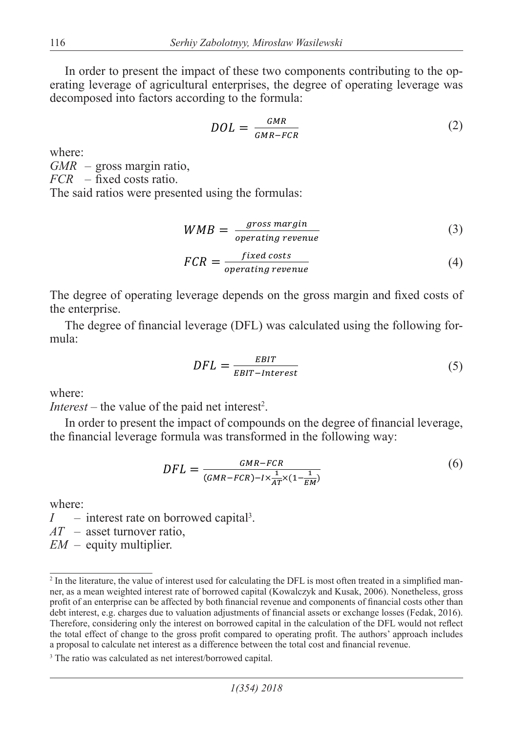In order to present the impact of these two components contributing to the operating leverage of agricultural enterprises, the degree of operating leverage was decomposed into factors according to the formula:

$$DOL = \frac{GMR}{GMR - FCR} \tag{2}$$

where:
$GMR$ – gross margin ratio,
$FCR$ – fixed costs ratio.
The said ratios were presented using the formulas:

$$WMB = \frac{gross\ margin}{operating\ revenue} \tag{3}$$

$$FCR = \frac{fixed\ costs}{operating\ revenue} \tag{4}$$

The degree of operating leverage depends on the gross margin and fixed costs of the enterprise.

The degree of financial leverage (DFL) was calculated using the following formula:

$$DFL = \frac{EBIT}{EBIT - Interest} \tag{5}$$

where:
*Interest* – the value of the paid net interest[2].

In order to present the impact of compounds on the degree of financial leverage, the financial leverage formula was transformed in the following way:

$$DFL = \frac{GMR - FCR}{(GMR - FCR) - I \times \frac{1}{AT} \times (1 - \frac{1}{EM})} \tag{6}$$

where:
$I$ – interest rate on borrowed capital[3].
$AT$ – asset turnover ratio,
$EM$ – equity multiplier.

[2] In the literature, the value of interest used for calculating the DFL is most often treated in a simplified manner, as a mean weighted interest rate of borrowed capital (Kowalczyk and Kusak, 2006). Nonetheless, gross profit of an enterprise can be affected by both financial revenue and components of financial costs other than debt interest, e.g. charges due to valuation adjustments of financial assets or exchange losses (Fedak, 2016). Therefore, considering only the interest on borrowed capital in the calculation of the DFL would not reflect the total effect of change to the gross profit compared to operating profit. The authors' approach includes a proposal to calculate net interest as a difference between the total cost and financial revenue.

[3] The ratio was calculated as net interest/borrowed capital.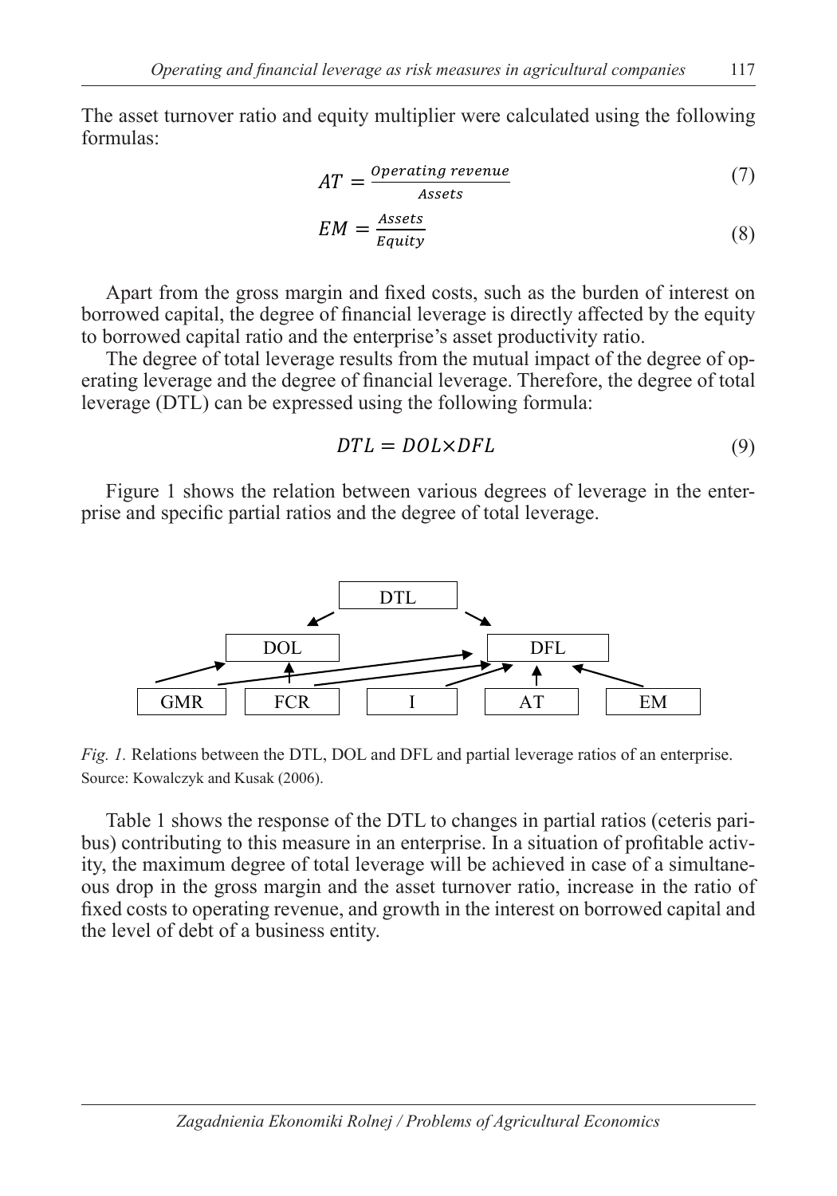The asset turnover ratio and equity multiplier were calculated using the following formulas:

$$AT = \frac{Operating\ revenue}{Assets} \tag{7}$$

$$EM = \frac{Assets}{Equity} \tag{8}$$

Apart from the gross margin and fixed costs, such as the burden of interest on borrowed capital, the degree of financial leverage is directly affected by the equity to borrowed capital ratio and the enterprise's asset productivity ratio.

The degree of total leverage results from the mutual impact of the degree of operating leverage and the degree of financial leverage. Therefore, the degree of total leverage (DTL) can be expressed using the following formula:

$$DTL = DOL \times DFL \tag{9}$$

Figure 1 shows the relation between various degrees of leverage in the enterprise and specific partial ratios and the degree of total leverage.

*Fig. 1.* Relations between the DTL, DOL and DFL and partial leverage ratios of an enterprise.
Source: Kowalczyk and Kusak (2006).

Table 1 shows the response of the DTL to changes in partial ratios (ceteris paribus) contributing to this measure in an enterprise. In a situation of profitable activity, the maximum degree of total leverage will be achieved in case of a simultaneous drop in the gross margin and the asset turnover ratio, increase in the ratio of fixed costs to operating revenue, and growth in the interest on borrowed capital and the level of debt of a business entity.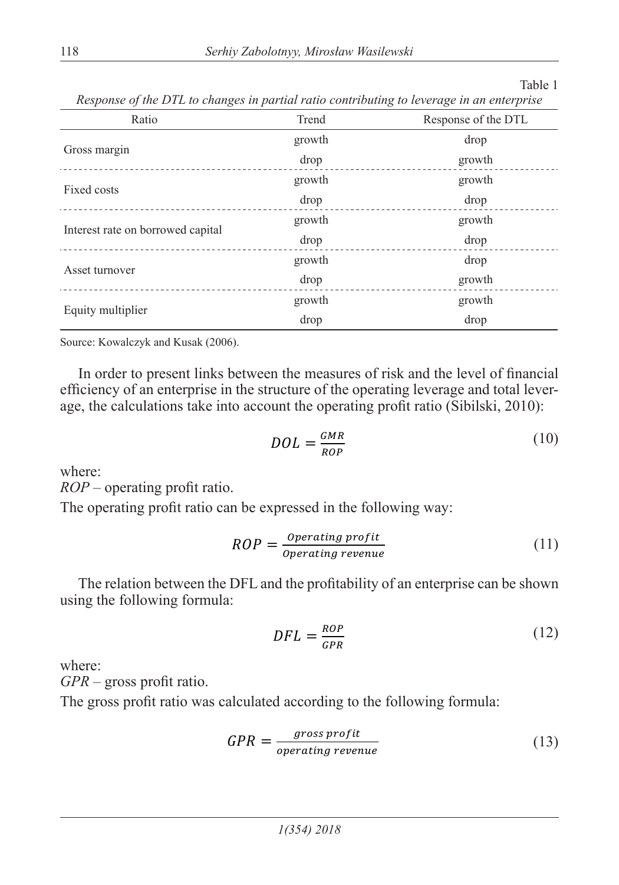Table 1

*Response of the DTL to changes in partial ratio contributing to leverage in an enterprise*

| Ratio | Trend | Response of the DTL |
|---|---|---|
| Gross margin | growth | drop |
| | drop | growth |
| Fixed costs | growth | growth |
| | drop | drop |
| Interest rate on borrowed capital | growth | growth |
| | drop | drop |
| Asset turnover | growth | drop |
| | drop | growth |
| Equity multiplier | growth | growth |
| | drop | drop |

Source: Kowalczyk and Kusak (2006).

In order to present links between the measures of risk and the level of financial efficiency of an enterprise in the structure of the operating leverage and total leverage, the calculations take into account the operating profit ratio (Sibilski, 2010):

$$DOL = \frac{GMR}{ROP} \tag{10}$$

where:

*ROP* – operating profit ratio.

The operating profit ratio can be expressed in the following way:

$$ROP = \frac{Operating\ profit}{Operating\ revenue} \tag{11}$$

The relation between the DFL and the profitability of an enterprise can be shown using the following formula:

$$DFL = \frac{ROP}{GPR} \tag{12}$$

where:

*GPR* – gross profit ratio.

The gross profit ratio was calculated according to the following formula:

$$GPR = \frac{gross\ profit}{operating\ revenue} \tag{13}$$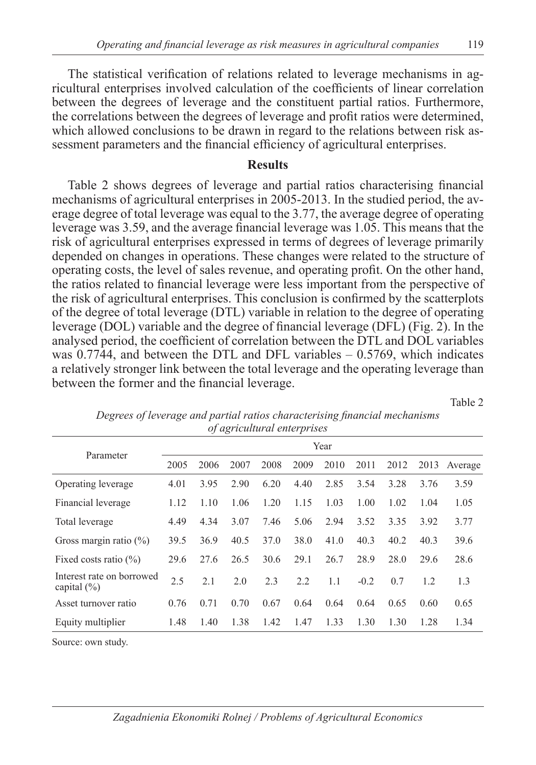The statistical verification of relations related to leverage mechanisms in agricultural enterprises involved calculation of the coefficients of linear correlation between the degrees of leverage and the constituent partial ratios. Furthermore, the correlations between the degrees of leverage and profit ratios were determined, which allowed conclusions to be drawn in regard to the relations between risk assessment parameters and the financial efficiency of agricultural enterprises.

## Results

Table 2 shows degrees of leverage and partial ratios characterising financial mechanisms of agricultural enterprises in 2005-2013. In the studied period, the average degree of total leverage was equal to the 3.77, the average degree of operating leverage was 3.59, and the average financial leverage was 1.05. This means that the risk of agricultural enterprises expressed in terms of degrees of leverage primarily depended on changes in operations. These changes were related to the structure of operating costs, the level of sales revenue, and operating profit. On the other hand, the ratios related to financial leverage were less important from the perspective of the risk of agricultural enterprises. This conclusion is confirmed by the scatterplots of the degree of total leverage (DTL) variable in relation to the degree of operating leverage (DOL) variable and the degree of financial leverage (DFL) (Fig. 2). In the analysed period, the coefficient of correlation between the DTL and DOL variables was 0.7744, and between the DTL and DFL variables – 0.5769, which indicates a relatively stronger link between the total leverage and the operating leverage than between the former and the financial leverage.

Table 2

*Degrees of leverage and partial ratios characterising financial mechanisms of agricultural enterprises*

| Parameter | Year | | | | | | | | | |
|---|---|---|---|---|---|---|---|---|---|---|
| | 2005 | 2006 | 2007 | 2008 | 2009 | 2010 | 2011 | 2012 | 2013 | Average |
| Operating leverage | 4.01 | 3.95 | 2.90 | 6.20 | 4.40 | 2.85 | 3.54 | 3.28 | 3.76 | 3.59 |
| Financial leverage | 1.12 | 1.10 | 1.06 | 1.20 | 1.15 | 1.03 | 1.00 | 1.02 | 1.04 | 1.05 |
| Total leverage | 4.49 | 4.34 | 3.07 | 7.46 | 5.06 | 2.94 | 3.52 | 3.35 | 3.92 | 3.77 |
| Gross margin ratio (%) | 39.5 | 36.9 | 40.5 | 37.0 | 38.0 | 41.0 | 40.3 | 40.2 | 40.3 | 39.6 |
| Fixed costs ratio (%) | 29.6 | 27.6 | 26.5 | 30.6 | 29.1 | 26.7 | 28.9 | 28.0 | 29.6 | 28.6 |
| Interest rate on borrowed capital (%) | 2.5 | 2.1 | 2.0 | 2.3 | 2.2 | 1.1 | -0.2 | 0.7 | 1.2 | 1.3 |
| Asset turnover ratio | 0.76 | 0.71 | 0.70 | 0.67 | 0.64 | 0.64 | 0.64 | 0.65 | 0.60 | 0.65 |
| Equity multiplier | 1.48 | 1.40 | 1.38 | 1.42 | 1.47 | 1.33 | 1.30 | 1.30 | 1.28 | 1.34 |

Source: own study.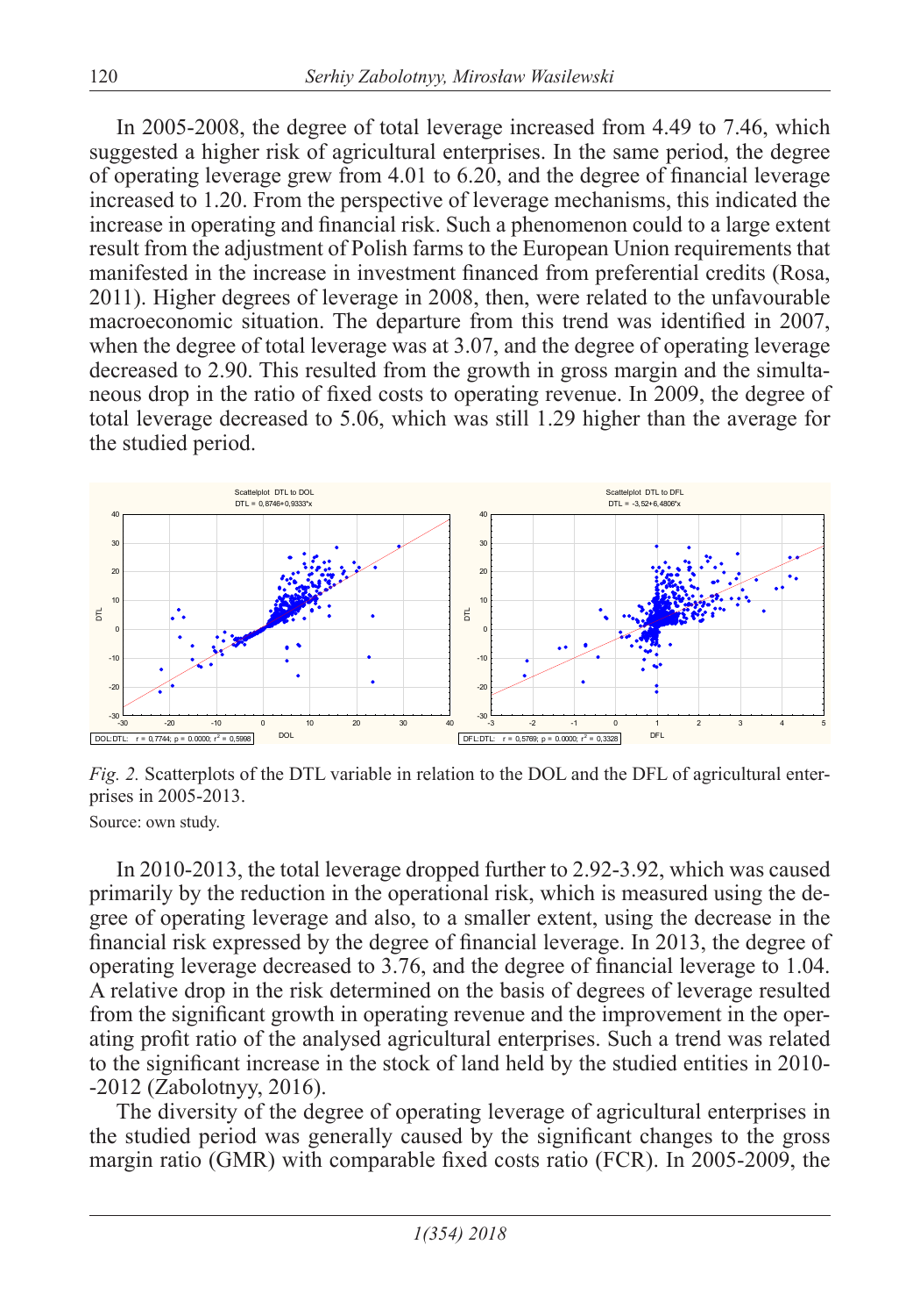In 2005-2008, the degree of total leverage increased from 4.49 to 7.46, which suggested a higher risk of agricultural enterprises. In the same period, the degree of operating leverage grew from 4.01 to 6.20, and the degree of financial leverage increased to 1.20. From the perspective of leverage mechanisms, this indicated the increase in operating and financial risk. Such a phenomenon could to a large extent result from the adjustment of Polish farms to the European Union requirements that manifested in the increase in investment financed from preferential credits (Rosa, 2011). Higher degrees of leverage in 2008, then, were related to the unfavourable macroeconomic situation. The departure from this trend was identified in 2007, when the degree of total leverage was at 3.07, and the degree of operating leverage decreased to 2.90. This resulted from the growth in gross margin and the simultaneous drop in the ratio of fixed costs to operating revenue. In 2009, the degree of total leverage decreased to 5.06, which was still 1.29 higher than the average for the studied period.

*Fig. 2.* Scatterplots of the DTL variable in relation to the DOL and the DFL of agricultural enterprises in 2005-2013.

Source: own study.

In 2010-2013, the total leverage dropped further to 2.92-3.92, which was caused primarily by the reduction in the operational risk, which is measured using the degree of operating leverage and also, to a smaller extent, using the decrease in the financial risk expressed by the degree of financial leverage. In 2013, the degree of operating leverage decreased to 3.76, and the degree of financial leverage to 1.04. A relative drop in the risk determined on the basis of degrees of leverage resulted from the significant growth in operating revenue and the improvement in the operating profit ratio of the analysed agricultural enterprises. Such a trend was related to the significant increase in the stock of land held by the studied entities in 2010--2012 (Zabolotnyy, 2016).

The diversity of the degree of operating leverage of agricultural enterprises in the studied period was generally caused by the significant changes to the gross margin ratio (GMR) with comparable fixed costs ratio (FCR). In 2005-2009, the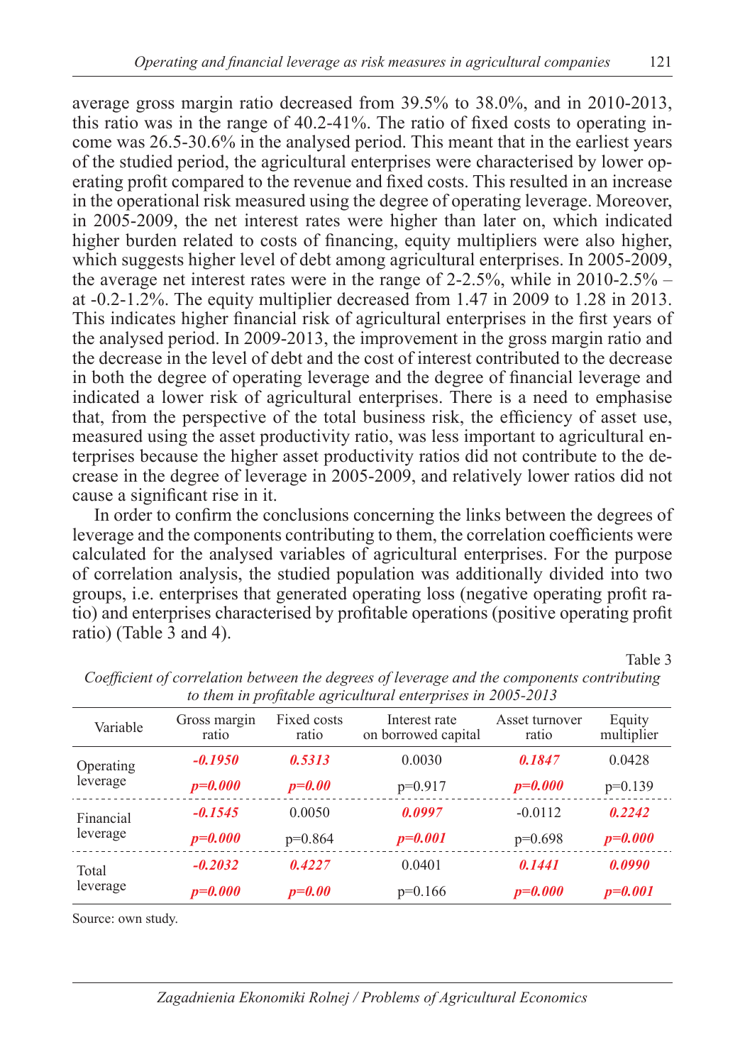average gross margin ratio decreased from 39.5% to 38.0%, and in 2010-2013, this ratio was in the range of 40.2-41%. The ratio of fixed costs to operating income was 26.5-30.6% in the analysed period. This meant that in the earliest years of the studied period, the agricultural enterprises were characterised by lower operating profit compared to the revenue and fixed costs. This resulted in an increase in the operational risk measured using the degree of operating leverage. Moreover, in 2005-2009, the net interest rates were higher than later on, which indicated higher burden related to costs of financing, equity multipliers were also higher, which suggests higher level of debt among agricultural enterprises. In 2005-2009, the average net interest rates were in the range of 2-2.5%, while in 2010-2.5% – at -0.2-1.2%. The equity multiplier decreased from 1.47 in 2009 to 1.28 in 2013. This indicates higher financial risk of agricultural enterprises in the first years of the analysed period. In 2009-2013, the improvement in the gross margin ratio and the decrease in the level of debt and the cost of interest contributed to the decrease in both the degree of operating leverage and the degree of financial leverage and indicated a lower risk of agricultural enterprises. There is a need to emphasise that, from the perspective of the total business risk, the efficiency of asset use, measured using the asset productivity ratio, was less important to agricultural enterprises because the higher asset productivity ratios did not contribute to the decrease in the degree of leverage in 2005-2009, and relatively lower ratios did not cause a significant rise in it.

In order to confirm the conclusions concerning the links between the degrees of leverage and the components contributing to them, the correlation coefficients were calculated for the analysed variables of agricultural enterprises. For the purpose of correlation analysis, the studied population was additionally divided into two groups, i.e. enterprises that generated operating loss (negative operating profit ratio) and enterprises characterised by profitable operations (positive operating profit ratio) (Table 3 and 4).

Table 3

*Coefficient of correlation between the degrees of leverage and the components contributing to them in profitable agricultural enterprises in 2005-2013*

| Variable | Gross margin ratio | Fixed costs ratio | Interest rate on borrowed capital | Asset turnover ratio | Equity multiplier |
|---|---|---|---|---|---|
| Operating leverage | ***-0.1950*** | ***0.5313*** | 0.0030 | ***0.1847*** | 0.0428 |
| | ***p=0.000*** | ***p=0.00*** | p=0.917 | ***p=0.000*** | p=0.139 |
| Financial leverage | ***-0.1545*** | 0.0050 | ***0.0997*** | -0.0112 | ***0.2242*** |
| | ***p=0.000*** | p=0.864 | ***p=0.001*** | p=0.698 | ***p=0.000*** |
| Total leverage | ***-0.2032*** | ***0.4227*** | 0.0401 | ***0.1441*** | ***0.0990*** |
| | ***p=0.000*** | ***p=0.00*** | p=0.166 | ***p=0.000*** | ***p=0.001*** |

Source: own study.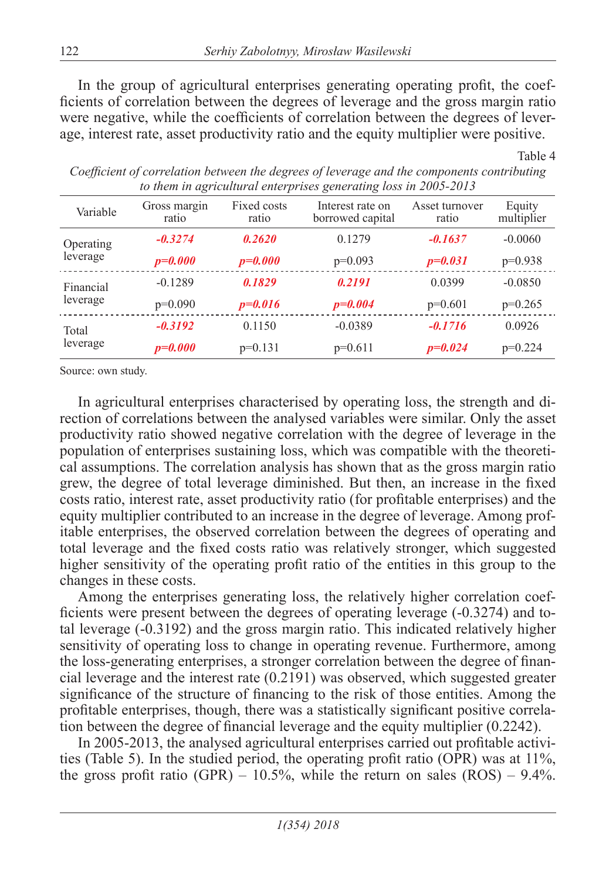In the group of agricultural enterprises generating operating profit, the coefficients of correlation between the degrees of leverage and the gross margin ratio were negative, while the coefficients of correlation between the degrees of leverage, interest rate, asset productivity ratio and the equity multiplier were positive.

Table 4

*Coefficient of correlation between the degrees of leverage and the components contributing to them in agricultural enterprises generating loss in 2005-2013*

| Variable | Gross margin ratio | Fixed costs ratio | Interest rate on borrowed capital | Asset turnover ratio | Equity multiplier |
|---|---|---|---|---|---|
| Operating leverage | ***-0.3274*** | ***0.2620*** | 0.1279 | ***-0.1637*** | -0.0060 |
| | ***p=0.000*** | ***p=0.000*** | p=0.093 | ***p=0.031*** | p=0.938 |
| Financial leverage | -0.1289 | ***0.1829*** | ***0.2191*** | 0.0399 | -0.0850 |
| | p=0.090 | ***p=0.016*** | ***p=0.004*** | p=0.601 | p=0.265 |
| Total leverage | ***-0.3192*** | 0.1150 | -0.0389 | ***-0.1716*** | 0.0926 |
| | ***p=0.000*** | p=0.131 | p=0.611 | ***p=0.024*** | p=0.224 |

Source: own study.

In agricultural enterprises characterised by operating loss, the strength and direction of correlations between the analysed variables were similar. Only the asset productivity ratio showed negative correlation with the degree of leverage in the population of enterprises sustaining loss, which was compatible with the theoretical assumptions. The correlation analysis has shown that as the gross margin ratio grew, the degree of total leverage diminished. But then, an increase in the fixed costs ratio, interest rate, asset productivity ratio (for profitable enterprises) and the equity multiplier contributed to an increase in the degree of leverage. Among profitable enterprises, the observed correlation between the degrees of operating and total leverage and the fixed costs ratio was relatively stronger, which suggested higher sensitivity of the operating profit ratio of the entities in this group to the changes in these costs.

Among the enterprises generating loss, the relatively higher correlation coefficients were present between the degrees of operating leverage (-0.3274) and total leverage (-0.3192) and the gross margin ratio. This indicated relatively higher sensitivity of operating loss to change in operating revenue. Furthermore, among the loss-generating enterprises, a stronger correlation between the degree of financial leverage and the interest rate (0.2191) was observed, which suggested greater significance of the structure of financing to the risk of those entities. Among the profitable enterprises, though, there was a statistically significant positive correlation between the degree of financial leverage and the equity multiplier (0.2242).

In 2005-2013, the analysed agricultural enterprises carried out profitable activities (Table 5). In the studied period, the operating profit ratio (OPR) was at 11%, the gross profit ratio (GPR) – 10.5%, while the return on sales (ROS) – 9.4%.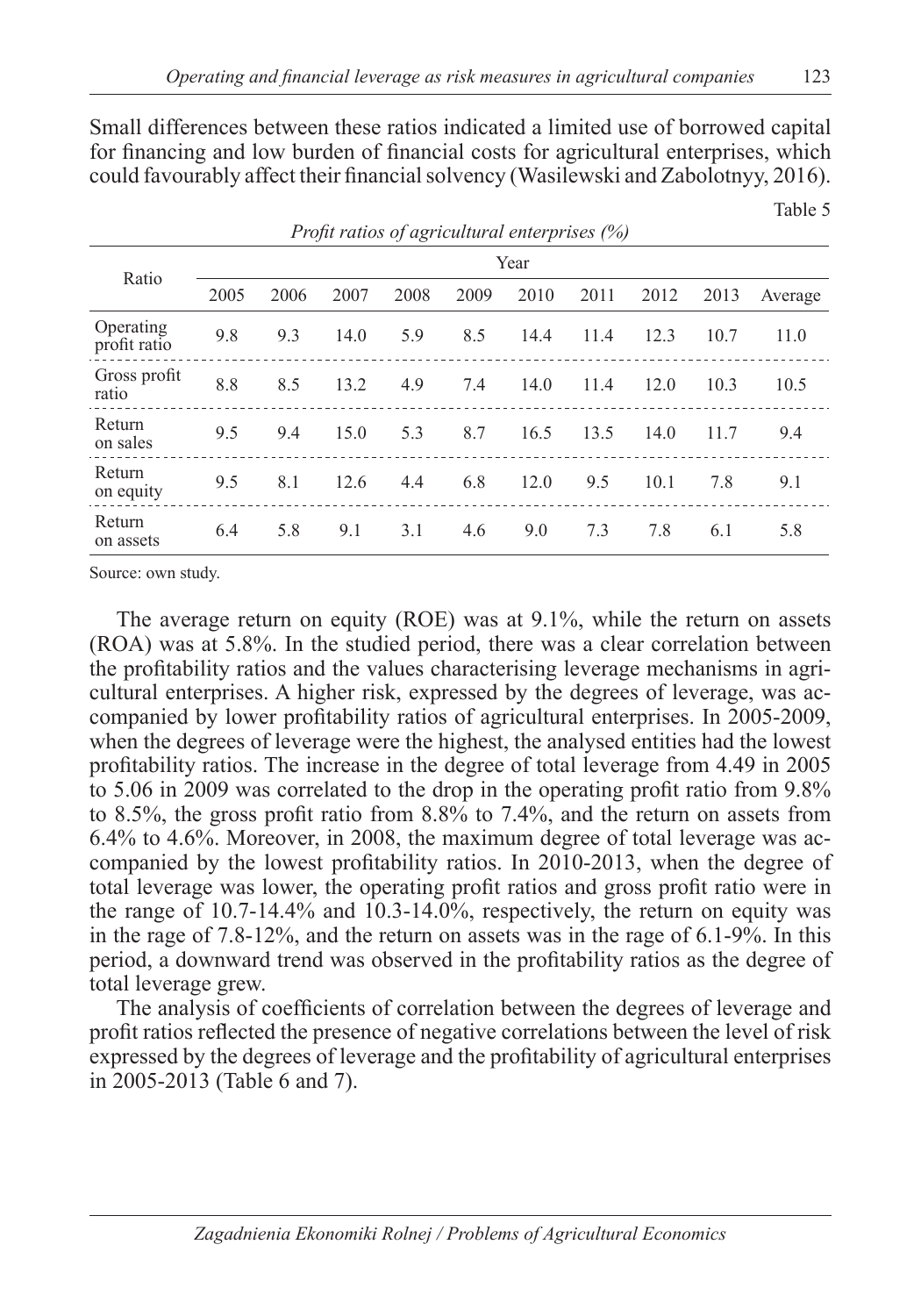Small differences between these ratios indicated a limited use of borrowed capital for financing and low burden of financial costs for agricultural enterprises, which could favourably affect their financial solvency (Wasilewski and Zabolotnyy, 2016).

Table 5

*Profit ratios of agricultural enterprises (%)*

| Ratio | Year | | | | | | | | | |
|---|---|---|---|---|---|---|---|---|---|---|
| | 2005 | 2006 | 2007 | 2008 | 2009 | 2010 | 2011 | 2012 | 2013 | Average |
| Operating profit ratio | 9.8 | 9.3 | 14.0 | 5.9 | 8.5 | 14.4 | 11.4 | 12.3 | 10.7 | 11.0 |
| Gross profit ratio | 8.8 | 8.5 | 13.2 | 4.9 | 7.4 | 14.0 | 11.4 | 12.0 | 10.3 | 10.5 |
| Return on sales | 9.5 | 9.4 | 15.0 | 5.3 | 8.7 | 16.5 | 13.5 | 14.0 | 11.7 | 9.4 |
| Return on equity | 9.5 | 8.1 | 12.6 | 4.4 | 6.8 | 12.0 | 9.5 | 10.1 | 7.8 | 9.1 |
| Return on assets | 6.4 | 5.8 | 9.1 | 3.1 | 4.6 | 9.0 | 7.3 | 7.8 | 6.1 | 5.8 |

Source: own study.

The average return on equity (ROE) was at 9.1%, while the return on assets (ROA) was at 5.8%. In the studied period, there was a clear correlation between the profitability ratios and the values characterising leverage mechanisms in agricultural enterprises. A higher risk, expressed by the degrees of leverage, was accompanied by lower profitability ratios of agricultural enterprises. In 2005-2009, when the degrees of leverage were the highest, the analysed entities had the lowest profitability ratios. The increase in the degree of total leverage from 4.49 in 2005 to 5.06 in 2009 was correlated to the drop in the operating profit ratio from 9.8% to 8.5%, the gross profit ratio from 8.8% to 7.4%, and the return on assets from 6.4% to 4.6%. Moreover, in 2008, the maximum degree of total leverage was accompanied by the lowest profitability ratios. In 2010-2013, when the degree of total leverage was lower, the operating profit ratios and gross profit ratio were in the range of 10.7-14.4% and 10.3-14.0%, respectively, the return on equity was in the rage of 7.8-12%, and the return on assets was in the rage of 6.1-9%. In this period, a downward trend was observed in the profitability ratios as the degree of total leverage grew.

The analysis of coefficients of correlation between the degrees of leverage and profit ratios reflected the presence of negative correlations between the level of risk expressed by the degrees of leverage and the profitability of agricultural enterprises in 2005-2013 (Table 6 and 7).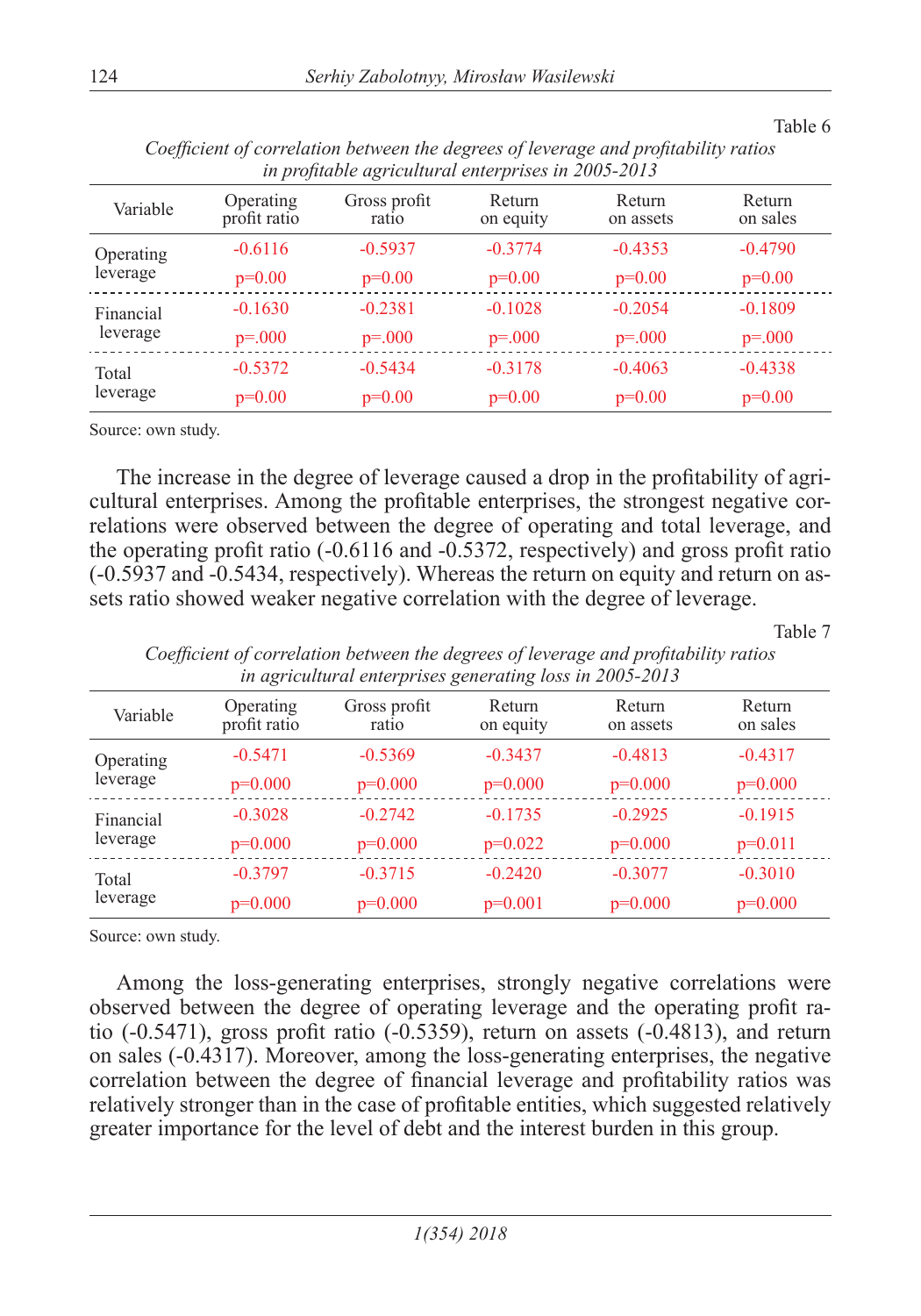Table 6

*Coefficient of correlation between the degrees of leverage and profitability ratios in profitable agricultural enterprises in 2005-2013*

| Variable | Operating profit ratio | Gross profit ratio | Return on equity | Return on assets | Return on sales |
|---|---|---|---|---|---|
| Operating leverage | -0.6116 | -0.5937 | -0.3774 | -0.4353 | -0.4790 |
| | p=0.00 | p=0.00 | p=0.00 | p=0.00 | p=0.00 |
| Financial leverage | -0.1630 | -0.2381 | -0.1028 | -0.2054 | -0.1809 |
| | p=.000 | p=.000 | p=.000 | p=.000 | p=.000 |
| Total leverage | -0.5372 | -0.5434 | -0.3178 | -0.4063 | -0.4338 |
| | p=0.00 | p=0.00 | p=0.00 | p=0.00 | p=0.00 |

Source: own study.

The increase in the degree of leverage caused a drop in the profitability of agricultural enterprises. Among the profitable enterprises, the strongest negative correlations were observed between the degree of operating and total leverage, and the operating profit ratio (-0.6116 and -0.5372, respectively) and gross profit ratio (-0.5937 and -0.5434, respectively). Whereas the return on equity and return on assets ratio showed weaker negative correlation with the degree of leverage.

Table 7

*Coefficient of correlation between the degrees of leverage and profitability ratios in agricultural enterprises generating loss in 2005-2013*

| Variable | Operating profit ratio | Gross profit ratio | Return on equity | Return on assets | Return on sales |
|---|---|---|---|---|---|
| Operating leverage | -0.5471 | -0.5369 | -0.3437 | -0.4813 | -0.4317 |
| | p=0.000 | p=0.000 | p=0.000 | p=0.000 | p=0.000 |
| Financial leverage | -0.3028 | -0.2742 | -0.1735 | -0.2925 | -0.1915 |
| | p=0.000 | p=0.000 | p=0.022 | p=0.000 | p=0.011 |
| Total leverage | -0.3797 | -0.3715 | -0.2420 | -0.3077 | -0.3010 |
| | p=0.000 | p=0.000 | p=0.001 | p=0.000 | p=0.000 |

Source: own study.

Among the loss-generating enterprises, strongly negative correlations were observed between the degree of operating leverage and the operating profit ratio (-0.5471), gross profit ratio (-0.5359), return on assets (-0.4813), and return on sales (-0.4317). Moreover, among the loss-generating enterprises, the negative correlation between the degree of financial leverage and profitability ratios was relatively stronger than in the case of profitable entities, which suggested relatively greater importance for the level of debt and the interest burden in this group.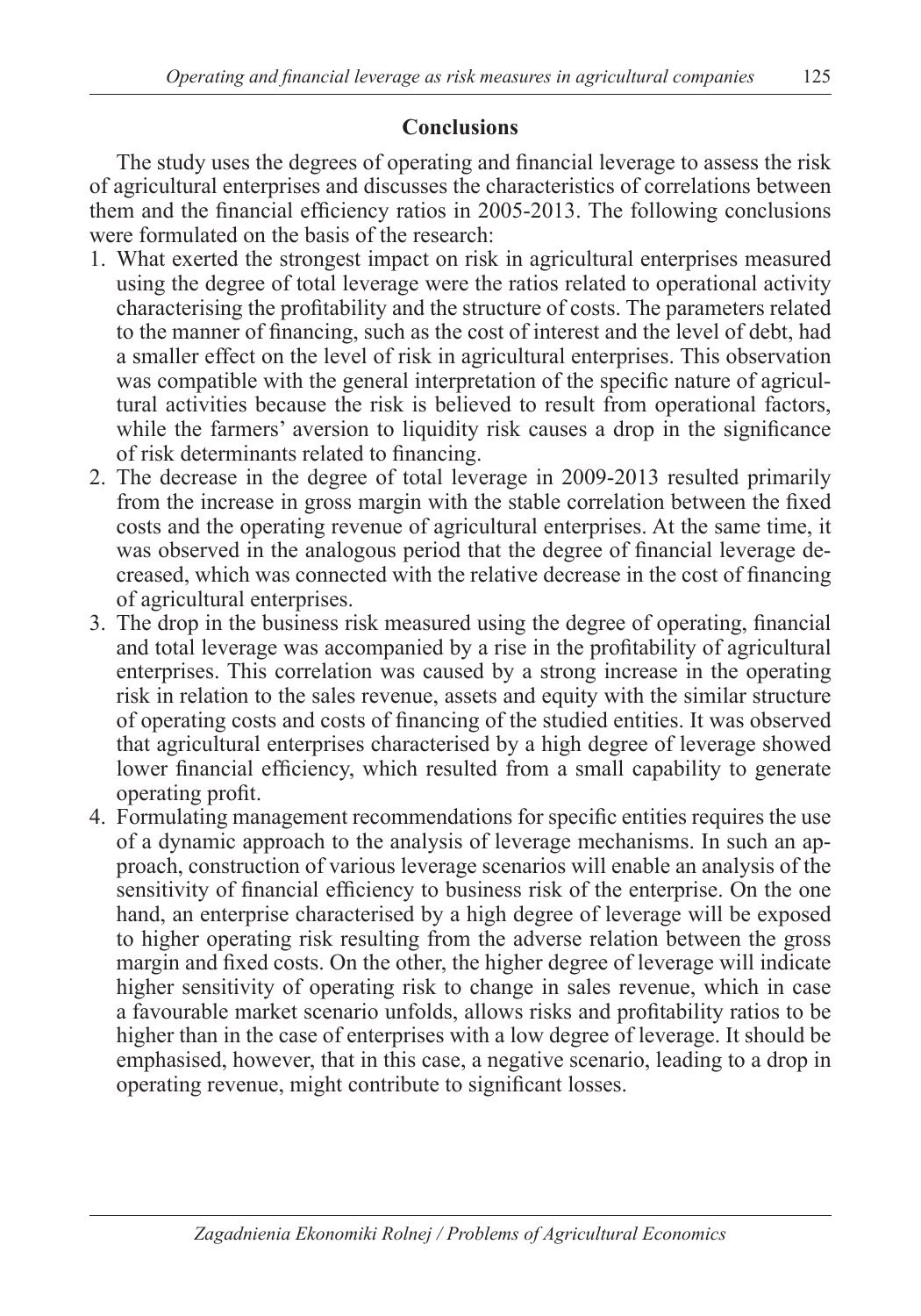## Conclusions

The study uses the degrees of operating and financial leverage to assess the risk of agricultural enterprises and discusses the characteristics of correlations between them and the financial efficiency ratios in 2005-2013. The following conclusions were formulated on the basis of the research:

1. What exerted the strongest impact on risk in agricultural enterprises measured using the degree of total leverage were the ratios related to operational activity characterising the profitability and the structure of costs. The parameters related to the manner of financing, such as the cost of interest and the level of debt, had a smaller effect on the level of risk in agricultural enterprises. This observation was compatible with the general interpretation of the specific nature of agricultural activities because the risk is believed to result from operational factors, while the farmers' aversion to liquidity risk causes a drop in the significance of risk determinants related to financing.
2. The decrease in the degree of total leverage in 2009-2013 resulted primarily from the increase in gross margin with the stable correlation between the fixed costs and the operating revenue of agricultural enterprises. At the same time, it was observed in the analogous period that the degree of financial leverage decreased, which was connected with the relative decrease in the cost of financing of agricultural enterprises.
3. The drop in the business risk measured using the degree of operating, financial and total leverage was accompanied by a rise in the profitability of agricultural enterprises. This correlation was caused by a strong increase in the operating risk in relation to the sales revenue, assets and equity with the similar structure of operating costs and costs of financing of the studied entities. It was observed that agricultural enterprises characterised by a high degree of leverage showed lower financial efficiency, which resulted from a small capability to generate operating profit.
4. Formulating management recommendations for specific entities requires the use of a dynamic approach to the analysis of leverage mechanisms. In such an approach, construction of various leverage scenarios will enable an analysis of the sensitivity of financial efficiency to business risk of the enterprise. On the one hand, an enterprise characterised by a high degree of leverage will be exposed to higher operating risk resulting from the adverse relation between the gross margin and fixed costs. On the other, the higher degree of leverage will indicate higher sensitivity of operating risk to change in sales revenue, which in case a favourable market scenario unfolds, allows risks and profitability ratios to be higher than in the case of enterprises with a low degree of leverage. It should be emphasised, however, that in this case, a negative scenario, leading to a drop in operating revenue, might contribute to significant losses.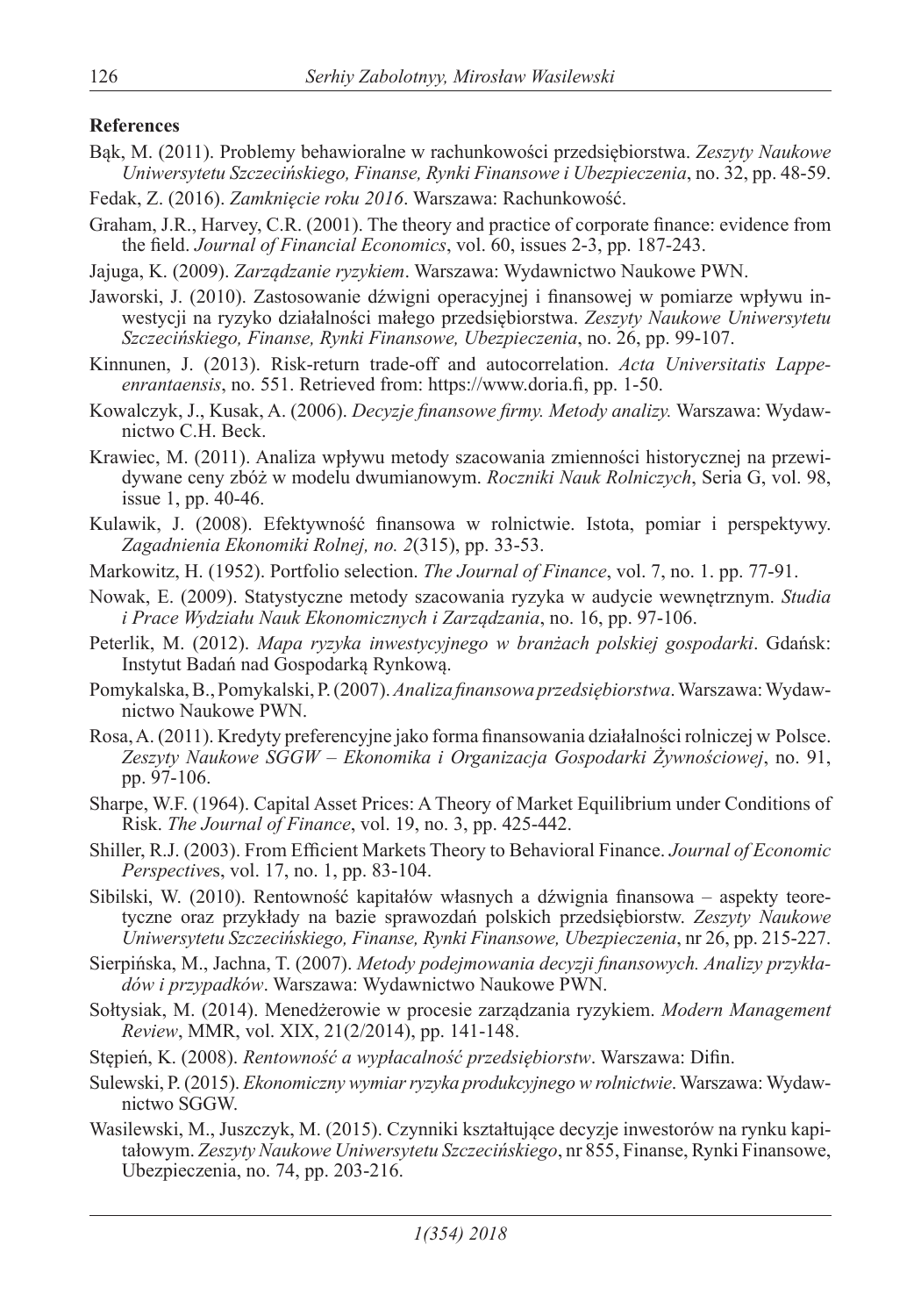**References**

Bąk, M. (2011). Problemy behawioralne w rachunkowości przedsiębiorstwa. *Zeszyty Naukowe Uniwersytetu Szczecińskiego, Finanse, Rynki Finansowe i Ubezpieczenia*, no. 32, pp. 48-59.

Fedak, Z. (2016). *Zamknięcie roku 2016*. Warszawa: Rachunkowość.

Graham, J.R., Harvey, C.R. (2001). The theory and practice of corporate finance: evidence from the field. *Journal of Financial Economics*, vol. 60, issues 2-3, pp. 187-243.

Jajuga, K. (2009). *Zarządzanie ryzykiem*. Warszawa: Wydawnictwo Naukowe PWN.

Jaworski, J. (2010). Zastosowanie dźwigni operacyjnej i finansowej w pomiarze wpływu inwestycji na ryzyko działalności małego przedsiębiorstwa. *Zeszyty Naukowe Uniwersytetu Szczecińskiego, Finanse, Rynki Finansowe, Ubezpieczenia*, no. 26, pp. 99-107.

Kinnunen, J. (2013). Risk-return trade-off and autocorrelation. *Acta Universitatis Lappeenrantaensis*, no. 551. Retrieved from: https://www.doria.fi, pp. 1-50.

Kowalczyk, J., Kusak, A. (2006). *Decyzje finansowe firmy. Metody analizy.* Warszawa: Wydawnictwo C.H. Beck.

Krawiec, M. (2011). Analiza wpływu metody szacowania zmienności historycznej na przewidywane ceny zbóż w modelu dwumianowym. *Roczniki Nauk Rolniczych*, Seria G, vol. 98, issue 1, pp. 40-46.

Kulawik, J. (2008). Efektywność finansowa w rolnictwie. Istota, pomiar i perspektywy. *Zagadnienia Ekonomiki Rolnej, no. 2*(315), pp. 33-53.

Markowitz, H. (1952). Portfolio selection. *The Journal of Finance*, vol. 7, no. 1. pp. 77-91.

Nowak, E. (2009). Statystyczne metody szacowania ryzyka w audycie wewnętrznym. *Studia i Prace Wydziału Nauk Ekonomicznych i Zarządzania*, no. 16, pp. 97-106.

Peterlik, M. (2012). *Mapa ryzyka inwestycyjnego w branżach polskiej gospodarki*. Gdańsk: Instytut Badań nad Gospodarką Rynkową.

Pomykalska, B., Pomykalski, P. (2007). *Analiza finansowa przedsiębiorstwa*. Warszawa: Wydawnictwo Naukowe PWN.

Rosa, A. (2011). Kredyty preferencyjne jako forma finansowania działalności rolniczej w Polsce. *Zeszyty Naukowe SGGW – Ekonomika i Organizacja Gospodarki Żywnościowej*, no. 91, pp. 97-106.

Sharpe, W.F. (1964). Capital Asset Prices: A Theory of Market Equilibrium under Conditions of Risk. *The Journal of Finance*, vol. 19, no. 3, pp. 425-442.

Shiller, R.J. (2003). From Efficient Markets Theory to Behavioral Finance. *Journal of Economic Perspective*s, vol. 17, no. 1, pp. 83-104.

Sibilski, W. (2010). Rentowność kapitałów własnych a dźwignia finansowa – aspekty teoretyczne oraz przykłady na bazie sprawozdań polskich przedsiębiorstw. *Zeszyty Naukowe Uniwersytetu Szczecińskiego, Finanse, Rynki Finansowe, Ubezpieczenia*, nr 26, pp. 215-227.

Sierpińska, M., Jachna, T. (2007). *Metody podejmowania decyzji finansowych. Analizy przykładów i przypadków*. Warszawa: Wydawnictwo Naukowe PWN.

Sołtysiak, M. (2014). Menedżerowie w procesie zarządzania ryzykiem. *Modern Management Review*, MMR, vol. XIX, 21(2/2014), pp. 141-148.

Stępień, K. (2008). *Rentowność a wypłacalność przedsiębiorstw*. Warszawa: Difin.

Sulewski, P. (2015). *Ekonomiczny wymiar ryzyka produkcyjnego w rolnictwie*. Warszawa: Wydawnictwo SGGW.

Wasilewski, M., Juszczyk, M. (2015). Czynniki kształtujące decyzje inwestorów na rynku kapitałowym. *Zeszyty Naukowe Uniwersytetu Szczecińskiego*, nr 855, Finanse, Rynki Finansowe, Ubezpieczenia, no. 74, pp. 203-216.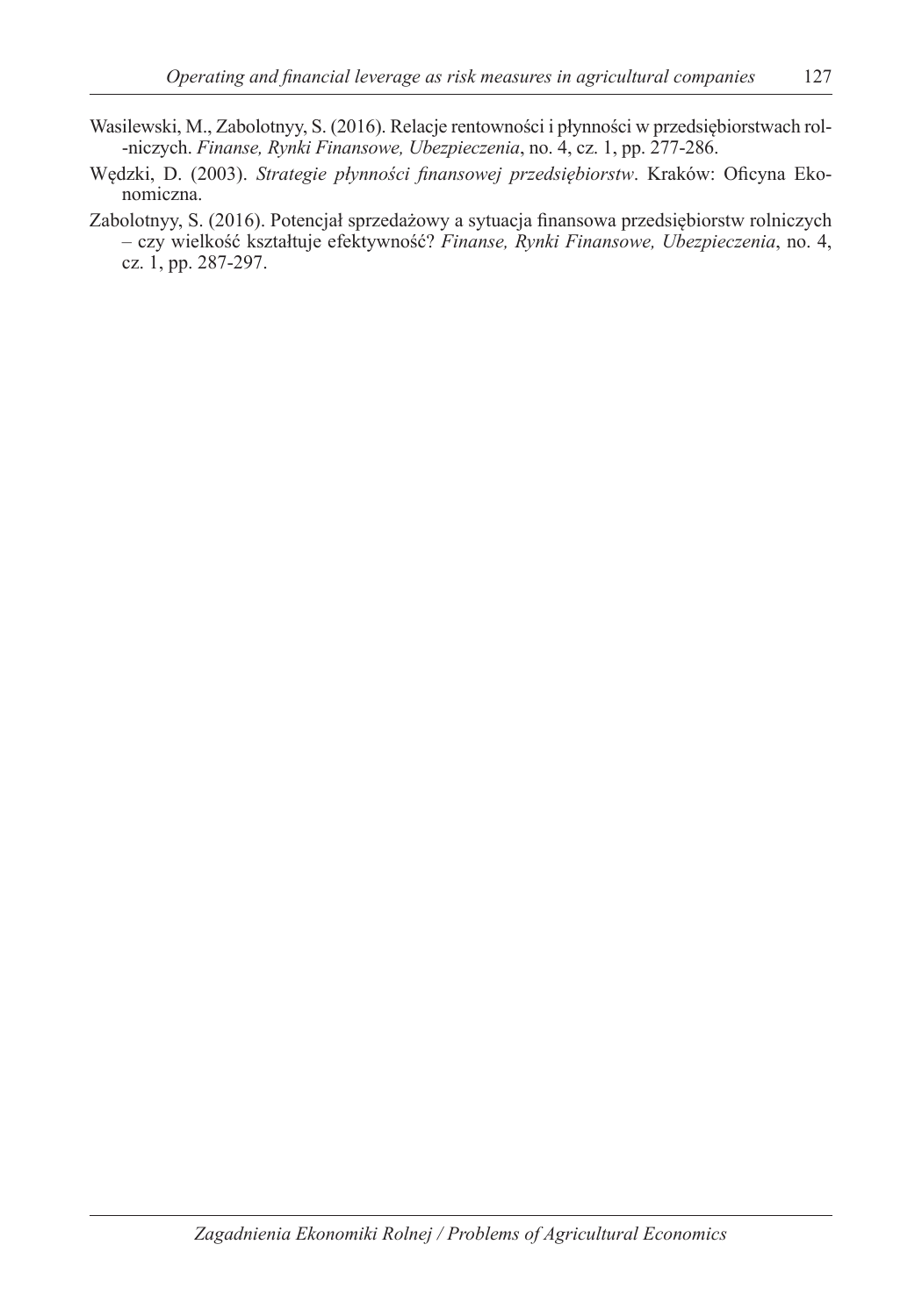Wasilewski, M., Zabolotnyy, S. (2016). Relacje rentowności i płynności w przedsiębiorstwach rolniczych. *Finanse, Rynki Finansowe, Ubezpieczenia*, no. 4, cz. 1, pp. 277-286.

Wędzki, D. (2003). *Strategie płynności finansowej przedsiębiorstw*. Kraków: Oficyna Ekonomiczna.

Zabolotnyy, S. (2016). Potencjał sprzedażowy a sytuacja finansowa przedsiębiorstw rolniczych – czy wielkość kształtuje efektywność? *Finanse, Rynki Finansowe, Ubezpieczenia*, no. 4, cz. 1, pp. 287-297.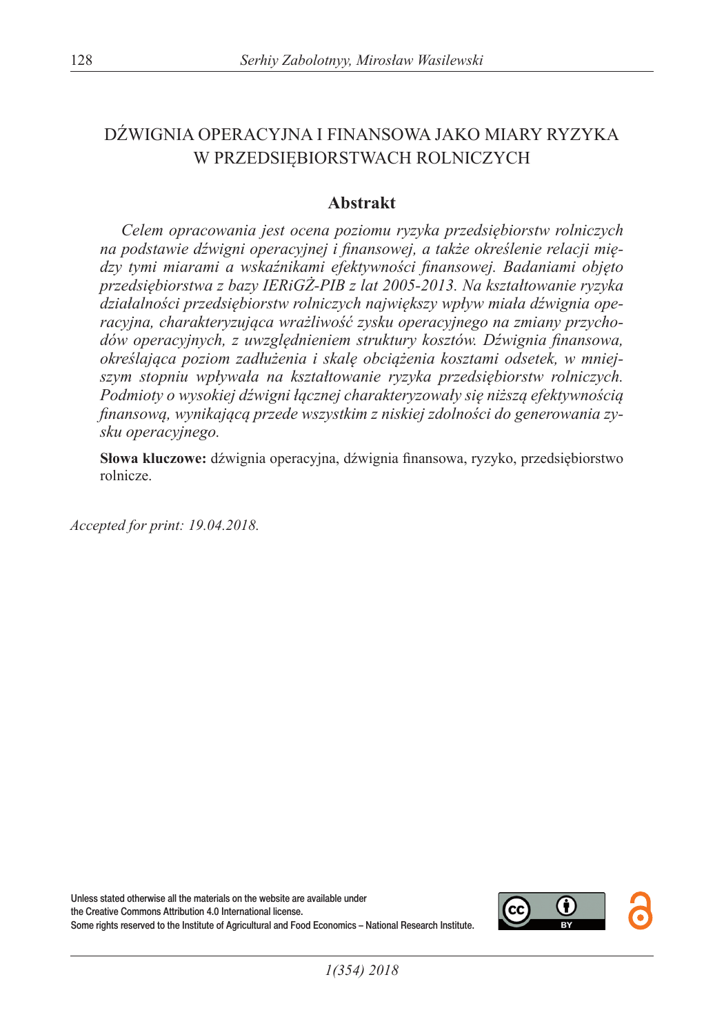# DŹWIGNIA OPERACYJNA I FINANSOWA JAKO MIARY RYZYKA W PRZEDSIĘBIORSTWACH ROLNICZYCH

## Abstrakt

*Celem opracowania jest ocena poziomu ryzyka przedsiębiorstw rolniczych na podstawie dźwigni operacyjnej i finansowej, a także określenie relacji między tymi miarami a wskaźnikami efektywności finansowej. Badaniami objęto przedsiębiorstwa z bazy IERiGŻ-PIB z lat 2005-2013. Na kształtowanie ryzyka działalności przedsiębiorstw rolniczych największy wpływ miała dźwignia operacyjna, charakteryzująca wrażliwość zysku operacyjnego na zmiany przychodów operacyjnych, z uwzględnieniem struktury kosztów. Dźwignia finansowa, określająca poziom zadłużenia i skalę obciążenia kosztami odsetek, w mniejszym stopniu wpływała na kształtowanie ryzyka przedsiębiorstw rolniczych. Podmioty o wysokiej dźwigni łącznej charakteryzowały się niższą efektywnością finansową, wynikającą przede wszystkim z niskiej zdolności do generowania zysku operacyjnego.*

**Słowa kluczowe:** dźwignia operacyjna, dźwignia finansowa, ryzyko, przedsiębiorstwo rolnicze.

*Accepted for print: 19.04.2018.*

Unless stated otherwise all the materials on the website are available under the Creative Commons Attribution 4.0 International license.
Some rights reserved to the Institute of Agricultural and Food Economics – National Research Institute.